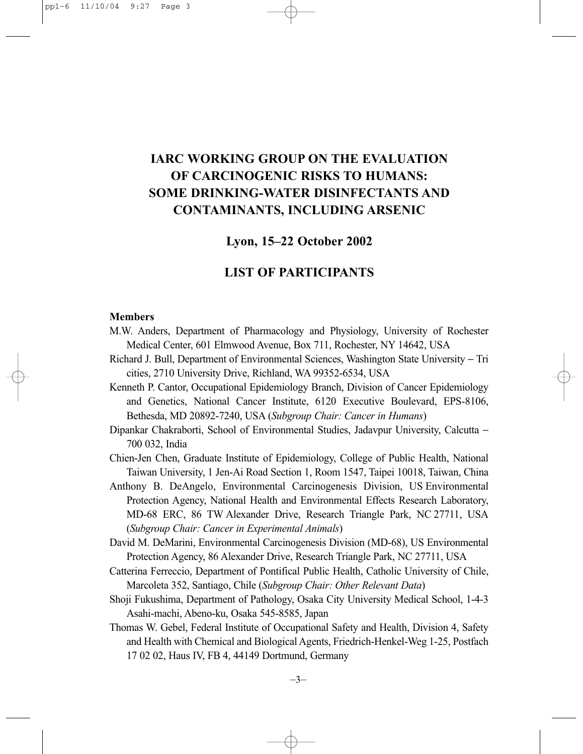# IARC WORKING GROUP ON THE EVALUATION OF CARCINOGENIC RISKS TO HUMANS: SOME DRINKING-WATER DISINFECTANTS AND CONTAMINANTS, INCLUDING ARSENIC

## Lyon, 15–22 October 2002

## LIST OF PARTICIPANTS

### Members

M.W. Anders, Department of Pharmacology and Physiology, University of Rochester Medical Center, 601 Elmwood Avenue, Box 711, Rochester, NY 14642, USA

Richard J. Bull, Department of Environmental Sciences, Washington State University – Tri cities, 2710 University Drive, Richland, WA 99352-6534, USA

Kenneth P. Cantor, Occupational Epidemiology Branch, Division of Cancer Epidemiology and Genetics, National Cancer Institute, 6120 Executive Boulevard, EPS-8106, Bethesda, MD 20892-7240, USA (*Subgroup Chair: Cancer in Humans*)

Dipankar Chakraborti, School of Environmental Studies, Jadavpur University, Calcutta – 700 032, India

Chien-Jen Chen, Graduate Institute of Epidemiology, College of Public Health, National Taiwan University, 1 Jen-Ai Road Section 1, Room 1547, Taipei 10018, Taiwan, China

Anthony B. DeAngelo, Environmental Carcinogenesis Division, US Environmental Protection Agency, National Health and Environmental Effects Research Laboratory, MD-68 ERC, 86 TW Alexander Drive, Research Triangle Park, NC 27711, USA (*Subgroup Chair: Cancer in Experimental Animals*)

David M. DeMarini, Environmental Carcinogenesis Division (MD-68), US Environmental Protection Agency, 86 Alexander Drive, Research Triangle Park, NC 27711, USA

Catterina Ferreccio, Department of Pontifical Public Health, Catholic University of Chile, Marcoleta 352, Santiago, Chile (*Subgroup Chair: Other Relevant Data*)

Shoji Fukushima, Department of Pathology, Osaka City University Medical School, 1-4-3 Asahi-machi, Abeno-ku, Osaka 545-8585, Japan

Thomas W. Gebel, Federal Institute of Occupational Safety and Health, Division 4, Safety and Health with Chemical and Biological Agents, Friedrich-Henkel-Weg 1-25, Postfach 17 02 02, Haus IV, FB 4, 44149 Dortmund, Germany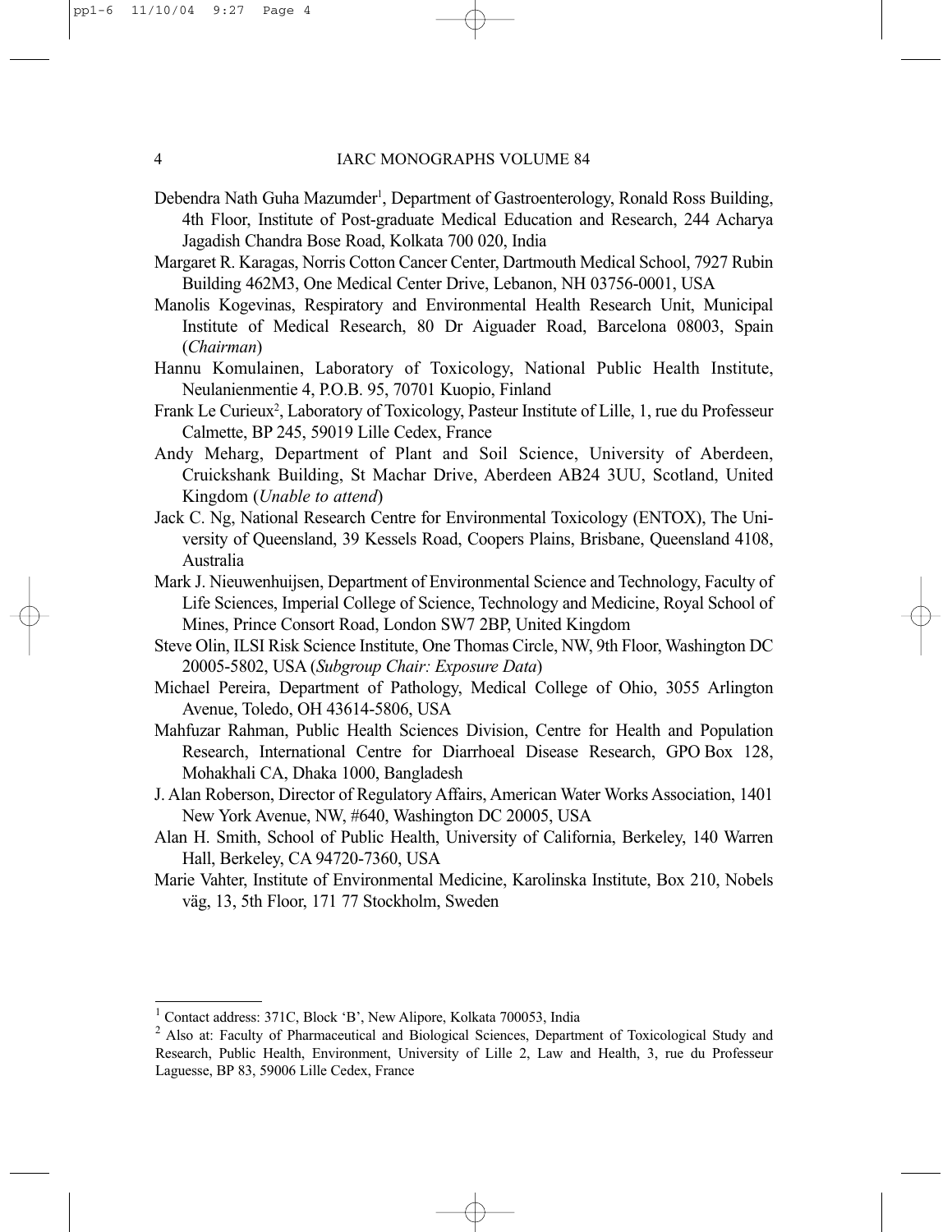Debendra Nath Guha Mazumder[1], Department of Gastroenterology, Ronald Ross Building, 4th Floor, Institute of Post-graduate Medical Education and Research, 244 Acharya Jagadish Chandra Bose Road, Kolkata 700 020, India

Margaret R. Karagas, Norris Cotton Cancer Center, Dartmouth Medical School, 7927 Rubin Building 462M3, One Medical Center Drive, Lebanon, NH 03756-0001, USA

Manolis Kogevinas, Respiratory and Environmental Health Research Unit, Municipal Institute of Medical Research, 80 Dr Aiguader Road, Barcelona 08003, Spain (*Chairman*)

Hannu Komulainen, Laboratory of Toxicology, National Public Health Institute, Neulanienmentie 4, P.O.B. 95, 70701 Kuopio, Finland

Frank Le Curieux[2], Laboratory of Toxicology, Pasteur Institute of Lille, 1, rue du Professeur Calmette, BP 245, 59019 Lille Cedex, France

Andy Meharg, Department of Plant and Soil Science, University of Aberdeen, Cruickshank Building, St Machar Drive, Aberdeen AB24 3UU, Scotland, United Kingdom (*Unable to attend*)

Jack C. Ng, National Research Centre for Environmental Toxicology (ENTOX), The University of Queensland, 39 Kessels Road, Coopers Plains, Brisbane, Queensland 4108, Australia

Mark J. Nieuwenhuijsen, Department of Environmental Science and Technology, Faculty of Life Sciences, Imperial College of Science, Technology and Medicine, Royal School of Mines, Prince Consort Road, London SW7 2BP, United Kingdom

Steve Olin, ILSI Risk Science Institute, One Thomas Circle, NW, 9th Floor, Washington DC 20005-5802, USA (*Subgroup Chair: Exposure Data*)

Michael Pereira, Department of Pathology, Medical College of Ohio, 3055 Arlington Avenue, Toledo, OH 43614-5806, USA

Mahfuzar Rahman, Public Health Sciences Division, Centre for Health and Population Research, International Centre for Diarrhoeal Disease Research, GPO Box 128, Mohakhali CA, Dhaka 1000, Bangladesh

J. Alan Roberson, Director of Regulatory Affairs, American Water Works Association, 1401 New York Avenue, NW, #640, Washington DC 20005, USA

Alan H. Smith, School of Public Health, University of California, Berkeley, 140 Warren Hall, Berkeley, CA 94720-7360, USA

Marie Vahter, Institute of Environmental Medicine, Karolinska Institute, Box 210, Nobels väg, 13, 5th Floor, 171 77 Stockholm, Sweden

---

[1] Contact address: 371C, Block 'B', New Alipore, Kolkata 700053, India

[2] Also at: Faculty of Pharmaceutical and Biological Sciences, Department of Toxicological Study and Research, Public Health, Environment, University of Lille 2, Law and Health, 3, rue du Professeur Laguesse, BP 83, 59006 Lille Cedex, France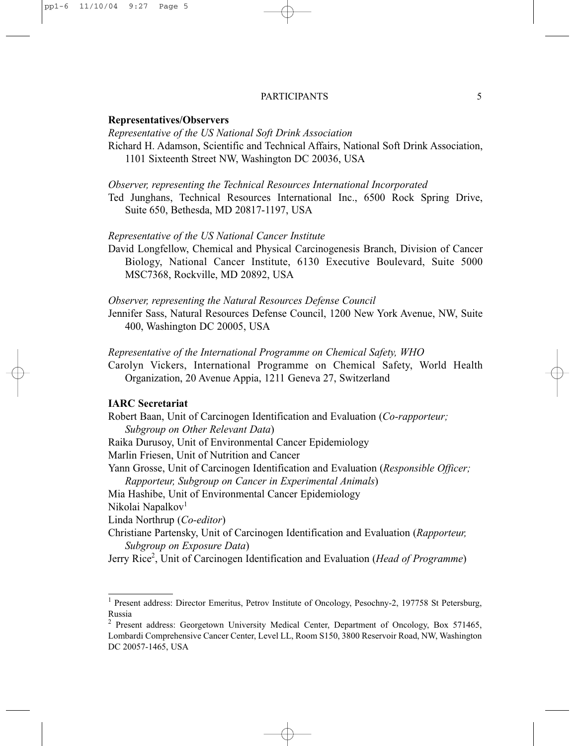**Representatives/Observers**

*Representative of the US National Soft Drink Association*

Richard H. Adamson, Scientific and Technical Affairs, National Soft Drink Association, 1101 Sixteenth Street NW, Washington DC 20036, USA

*Observer, representing the Technical Resources International Incorporated*

Ted Junghans, Technical Resources International Inc., 6500 Rock Spring Drive, Suite 650, Bethesda, MD 20817-1197, USA

*Representative of the US National Cancer Institute*

David Longfellow, Chemical and Physical Carcinogenesis Branch, Division of Cancer Biology, National Cancer Institute, 6130 Executive Boulevard, Suite 5000 MSC7368, Rockville, MD 20892, USA

*Observer, representing the Natural Resources Defense Council*

Jennifer Sass, Natural Resources Defense Council, 1200 New York Avenue, NW, Suite 400, Washington DC 20005, USA

*Representative of the International Programme on Chemical Safety, WHO*

Carolyn Vickers, International Programme on Chemical Safety, World Health Organization, 20 Avenue Appia, 1211 Geneva 27, Switzerland

**IARC Secretariat**

Robert Baan, Unit of Carcinogen Identification and Evaluation (*Co-rapporteur; Subgroup on Other Relevant Data*)

Raika Durusoy, Unit of Environmental Cancer Epidemiology

Marlin Friesen, Unit of Nutrition and Cancer

Yann Grosse, Unit of Carcinogen Identification and Evaluation (*Responsible Officer; Rapporteur, Subgroup on Cancer in Experimental Animals*)

Mia Hashibe, Unit of Environmental Cancer Epidemiology

Nikolai Napalkov[1]

Linda Northrup (*Co-editor*)

Christiane Partensky, Unit of Carcinogen Identification and Evaluation (*Rapporteur, Subgroup on Exposure Data*)

Jerry Rice[2], Unit of Carcinogen Identification and Evaluation (*Head of Programme*)

---

[1] Present address: Director Emeritus, Petrov Institute of Oncology, Pesochny-2, 197758 St Petersburg, Russia

[2] Present address: Georgetown University Medical Center, Department of Oncology, Box 571465, Lombardi Comprehensive Cancer Center, Level LL, Room S150, 3800 Reservoir Road, NW, Washington DC 20057-1465, USA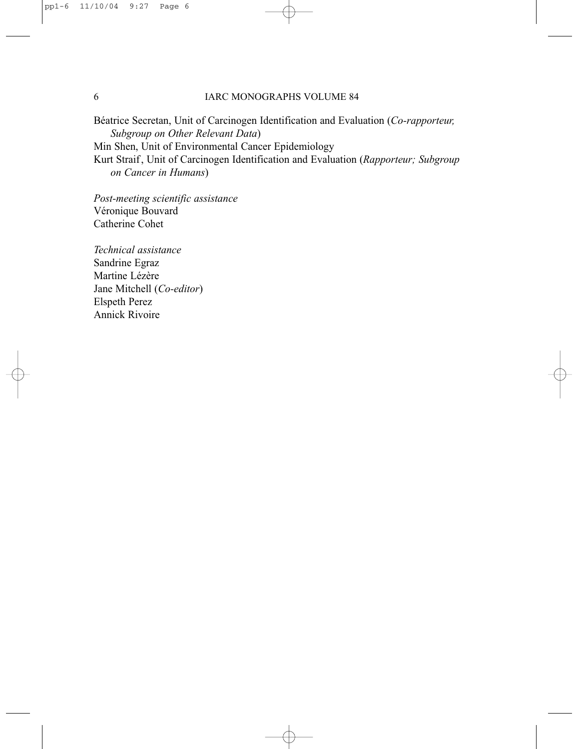Béatrice Secretan, Unit of Carcinogen Identification and Evaluation (*Co-rapporteur, Subgroup on Other Relevant Data*)
Min Shen, Unit of Environmental Cancer Epidemiology
Kurt Straif, Unit of Carcinogen Identification and Evaluation (*Rapporteur; Subgroup on Cancer in Humans*)

*Post-meeting scientific assistance*
Véronique Bouvard
Catherine Cohet

*Technical assistance*
Sandrine Egraz
Martine Lézère
Jane Mitchell (*Co-editor*)
Elspeth Perez
Annick Rivoire